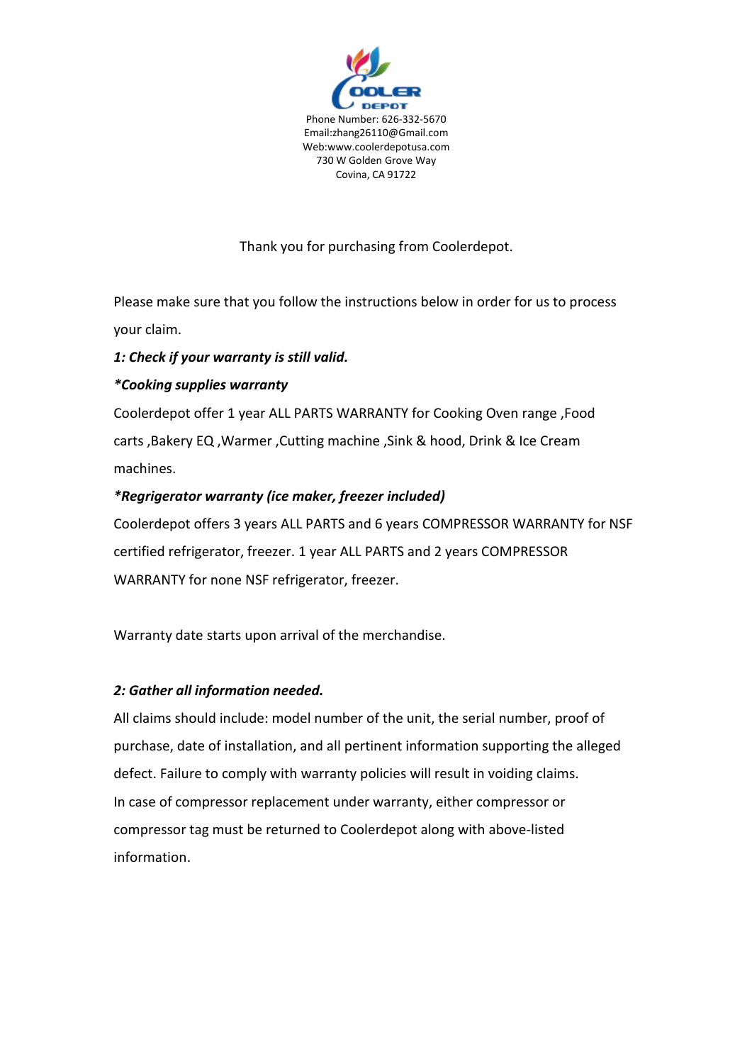Phone Number: 626-332-5670
Email:zhang26110@Gmail.com
Web:www.coolerdepotusa.com
730 W Golden Grove Way
Covina, CA 91722

Thank you for purchasing from Coolerdepot.

Please make sure that you follow the instructions below in order for us to process your claim.

***1: Check if your warranty is still valid.***

***\*Cooking supplies warranty***

Coolerdepot offer 1 year ALL PARTS WARRANTY for Cooking Oven range ,Food carts ,Bakery EQ ,Warmer ,Cutting machine ,Sink & hood, Drink & Ice Cream machines.

***\*Regrigerator warranty (ice maker, freezer included)***

Coolerdepot offers 3 years ALL PARTS and 6 years COMPRESSOR WARRANTY for NSF certified refrigerator, freezer. 1 year ALL PARTS and 2 years COMPRESSOR WARRANTY for none NSF refrigerator, freezer.

Warranty date starts upon arrival of the merchandise.

***2: Gather all information needed.***

All claims should include: model number of the unit, the serial number, proof of purchase, date of installation, and all pertinent information supporting the alleged defect. Failure to comply with warranty policies will result in voiding claims.
In case of compressor replacement under warranty, either compressor or compressor tag must be returned to Coolerdepot along with above-listed information.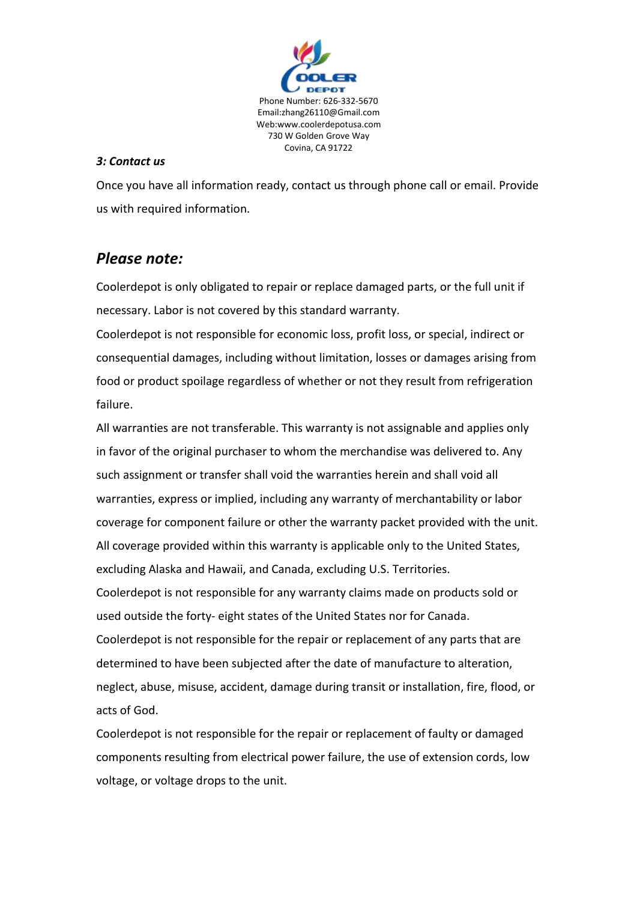Phone Number: 626-332-5670
Email:zhang26110@Gmail.com
Web:www.coolerdepotusa.com
730 W Golden Grove Way
Covina, CA 91722

***3: Contact us***

Once you have all information ready, contact us through phone call or email. Provide us with required information.

## *Please note:*

Coolerdepot is only obligated to repair or replace damaged parts, or the full unit if necessary. Labor is not covered by this standard warranty.

Coolerdepot is not responsible for economic loss, profit loss, or special, indirect or consequential damages, including without limitation, losses or damages arising from food or product spoilage regardless of whether or not they result from refrigeration failure.

All warranties are not transferable. This warranty is not assignable and applies only in favor of the original purchaser to whom the merchandise was delivered to. Any such assignment or transfer shall void the warranties herein and shall void all warranties, express or implied, including any warranty of merchantability or labor coverage for component failure or other the warranty packet provided with the unit.

All coverage provided within this warranty is applicable only to the United States, excluding Alaska and Hawaii, and Canada, excluding U.S. Territories.

Coolerdepot is not responsible for any warranty claims made on products sold or used outside the forty- eight states of the United States nor for Canada.

Coolerdepot is not responsible for the repair or replacement of any parts that are determined to have been subjected after the date of manufacture to alteration, neglect, abuse, misuse, accident, damage during transit or installation, fire, flood, or acts of God.

Coolerdepot is not responsible for the repair or replacement of faulty or damaged components resulting from electrical power failure, the use of extension cords, low voltage, or voltage drops to the unit.